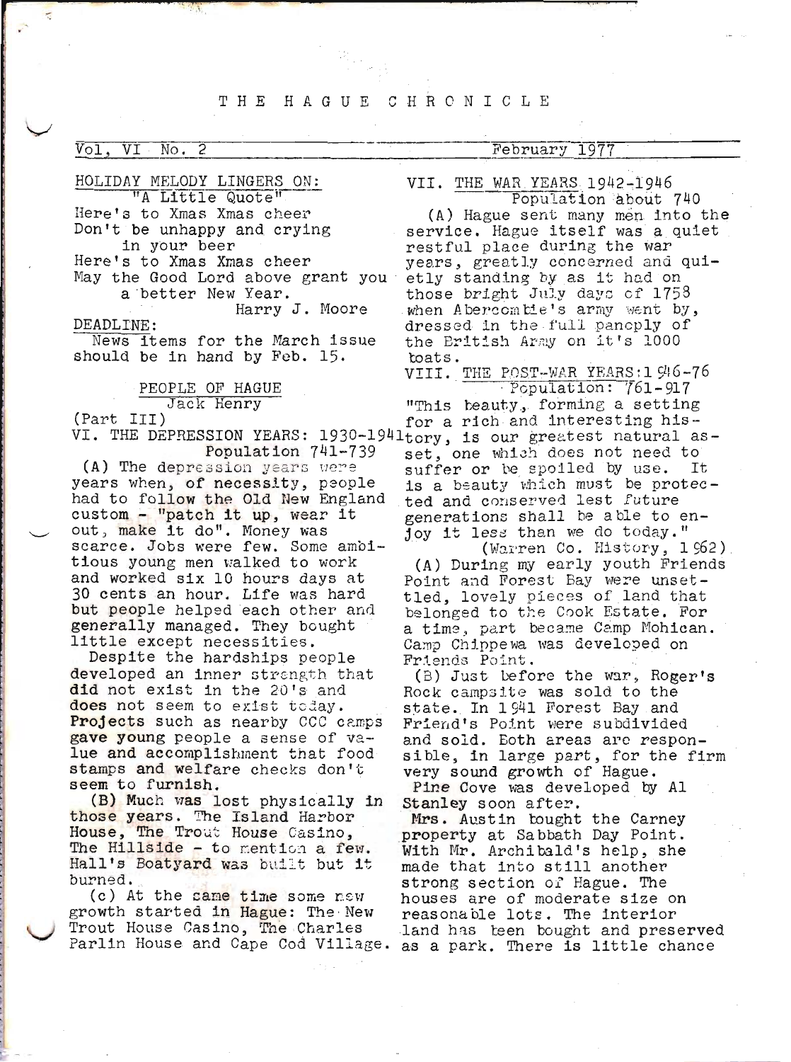# THE HAGUE CHRONICLE

Vol. VI No. 2 — February 1977

**HOLIDAY MELODY LINGERS ON:**
"A Little Quote"

Here's to Xmas Xmas cheer
Don't be unhappy and crying
in your beer
Here's to Xmas Xmas cheer
May the Good Lord above grant you
a better New Year.

Harry J. Moore

**DEADLINE:**
News items for the March issue should be in hand by Feb. 15.

## PEOPLE OF HAGUE

Jack Henry

(Part III)

### VI. THE DEPRESSION YEARS: 1930-1941

Population 741-739

(A) The depression years were years when, of necessity, people had to follow the Old New England custom - "patch it up, wear it out, make it do". Money was scarce. Jobs were few. Some ambitious young men walked to work and worked six 10 hours days at 30 cents an hour. Life was hard but people helped each other and generally managed. They bought little except necessities.

Despite the hardships people developed an inner strength that did not exist in the 20's and does not seem to exist today. Projects such as nearby CCC camps gave young people a sense of value and accomplishment that food stamps and welfare checks don't seem to furnish.

(B) Much was lost physically in those years. The Island Harbor House, The Trout House Casino, The Hillside - to mention a few. Hall's Boatyard was built but it burned.

(c) At the same time some new growth started in Hague: The New Trout House Casino, The Charles Parlin House and Cape Cod Village.

### VII. THE WAR YEARS 1942-1946

Population about 740

(A) Hague sent many men into the service. Hague itself was a quiet restful place during the war years, greatly concerned and quietly standing by as it had on those bright July days of 1758 when Abercombie's army went by, dressed in the full panoply of the British Army on it's 1000 boats.

### VIII. THE POST-WAR YEARS: 1946-76

Population: 761-917

"This beauty, forming a setting for a rich and interesting history, is our greatest natural asset, one which does not need to suffer or be spoiled by use. It is a beauty which must be protected and conserved lest future generations shall be able to enjoy it less than we do today."

(Warren Co. History, 1962)

(A) During my early youth Friends Point and Forest Bay were unsettled, lovely pieces of land that belonged to the Cook Estate. For a time, part became Camp Mohican. Camp Chippewa was developed on Friends Point.

(B) Just before the war, Roger's Rock campsite was sold to the state. In 1941 Forest Bay and Friend's Point were subdivided and sold. Both areas are responsible, in large part, for the firm very sound growth of Hague.

Pine Cove was developed by Al Stanley soon after.

Mrs. Austin bought the Carney property at Sabbath Day Point. With Mr. Archibald's help, she made that into still another strong section of Hague. The houses are of moderate size on reasonable lots. The interior land has been bought and preserved as a park. There is little chance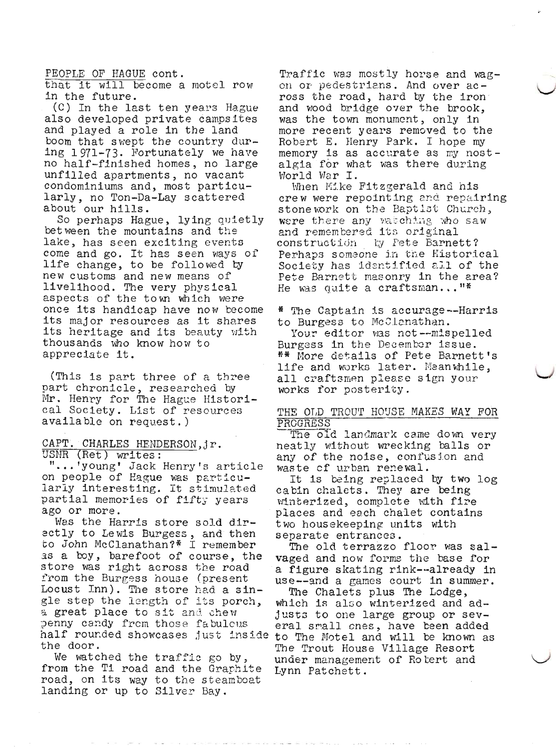PEOPLE OF HAGUE cont.

that it will become a motel row in the future.

(C) In the last ten years Hague also developed private campsites and played a role in the land boom that swept the country during 1971-73. Fortunately we have no half-finished homes, no large unfilled apartments, no vacant condominiums and, most particularly, no Ton-Da-Lay scattered about our hills.

So perhaps Hague, lying quietly between the mountains and the lake, has seen exciting events come and go. It has seen ways of life change, to be followed by new customs and new means of livelihood. The very physical aspects of the town which were once its handicap have now become its major resources as it shares its heritage and its beauty with thousands who know how to appreciate it.

(This is part three of a three part chronicle, researched by Mr. Henry for The Hague Historical Society. List of resources available on request.)

CAPT. CHARLES HENDERSON, Jr. USNR (Ret) writes:

"...'young' Jack Henry's article on people of Hague was particularly interesting. It stimulated partial memories of fifty years ago or more.

Was the Harris store sold directly to Lewis Burgess, and then to John McClanathan?* I remember as a boy, barefoot of course, the store was right across the road from the Burgess house (present Locust Inn). The store had a single step the length of its porch, a great place to sit and chew penny candy from those fabulous half rounded showcases just inside the door.

We watched the traffic go by, from the Ti road and the Graphite road, on its way to the steamboat landing or up to Silver Bay. Traffic was mostly horse and wagon or pedestrians. And over across the road, hard by the iron and wood bridge over the brook, was the town monument, only in more recent years removed to the Robert E. Henry Park. I hope my memory is as accurate as my nostalgia for what was there during World War I.

When Mike Fitzgerald and his crew were repointing and repairing stonework on the Baptist Church, were there any watching who saw and remembered its original construction by Pete Barnett? Perhaps someone in the Historical Society has identified all of the Pete Barnett masonry in the area? He was quite a craftsman..."*

\* The Captain is accurage--Harris to Burgess to McClanathan.

Your editor was not--mispelled Burgess in the December issue.

\*\* More details of Pete Barnett's life and works later. Meanwhile, all craftsmen please sign your works for posterity.

THE OLD TROUT HOUSE MAKES WAY FOR PROGRESS

The old landmark came down very neatly without wrecking balls or any of the noise, confusion and waste of urban renewal.

It is being replaced by two log cabin chalets. They are being winterized, complete with fire places and each chalet contains two housekeeping units with separate entrances.

The old terrazzo floor was salvaged and now forms the base for a figure skating rink--already in use--and a games court in summer.

The Chalets plus The Lodge, which is also winterized and adjusts to one large group or several small ones, have been added to The Motel and will be known as The Trout House Village Resort under management of Robert and Lynn Patchett.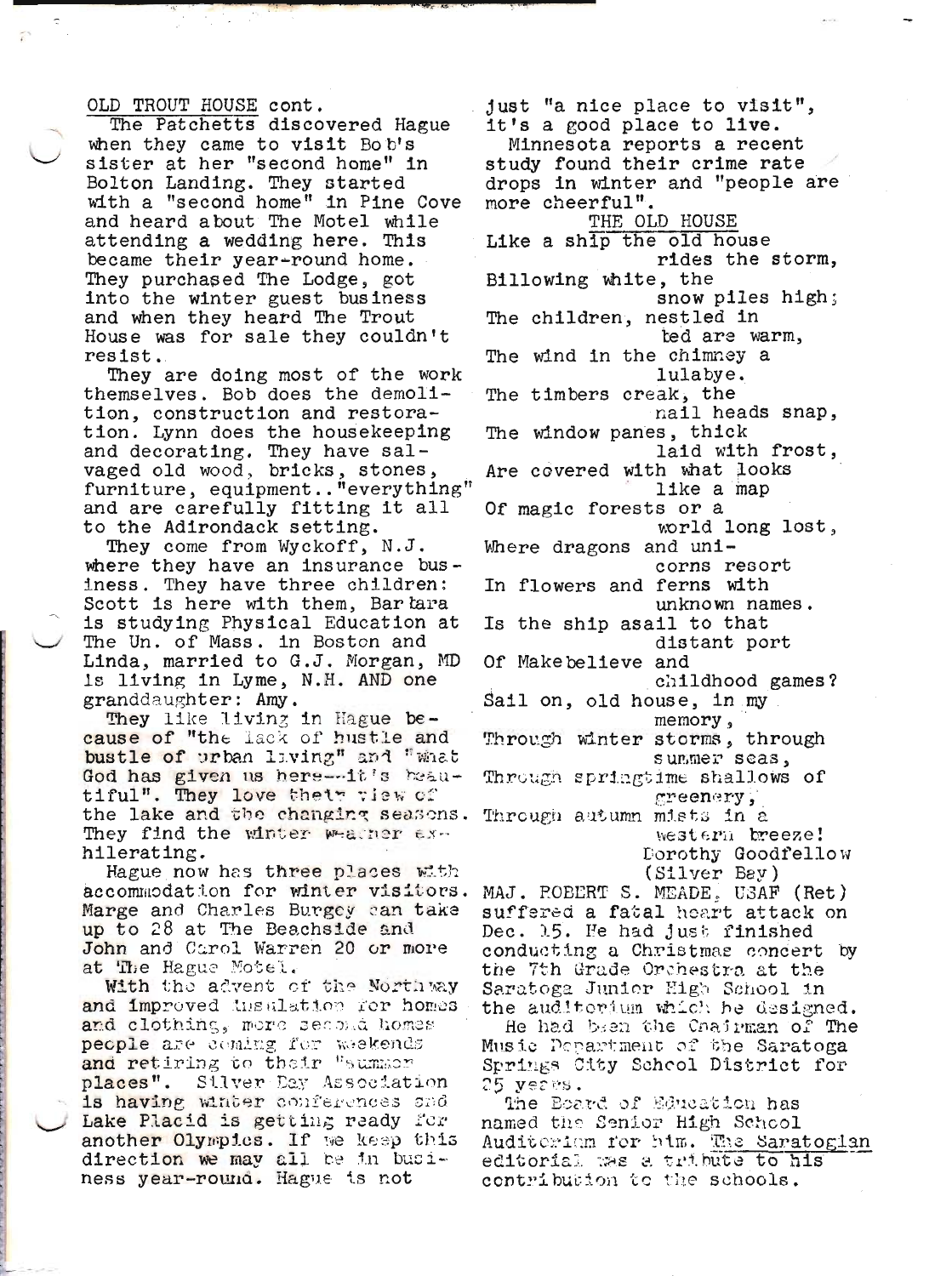OLD TROUT HOUSE cont.

The Patchetts discovered Hague when they came to visit Bob's sister at her "second home" in Bolton Landing. They started with a "second home" in Pine Cove and heard about The Motel while attending a wedding here. This became their year-round home. They purchased The Lodge, got into the winter guest business and when they heard The Trout House was for sale they couldn't resist.

They are doing most of the work themselves. Bob does the demolition, construction and restoration. Lynn does the housekeeping and decorating. They have salvaged old wood, bricks, stones, furniture, equipment.."everything" and are carefully fitting it all to the Adirondack setting.

They come from Wyckoff, N.J. where they have an insurance business. They have three children: Scott is here with them, Barbara is studying Physical Education at The Un. of Mass. in Boston and Linda, married to G.J. Morgan, MD is living in Lyme, N.H. AND one granddaughter: Amy.

They like living in Hague because of "the lack of hustle and bustle of urban living" and "what God has given us here--it's beautiful". They love their view of the lake and the changing seasons. They find the winter weather exhilerating.

Hague now has three places with accommodation for winter visitors. Marge and Charles Burgey can take up to 28 at The Beachside and John and Carol Warren 20 or more at The Hague Motel.

With the advent of the Northway and improved insulation for homes and clothing, more second homes people are coming for weekends and retiring to their "summer places". Silver Bay Association is having winter conferences and Lake Placid is getting ready for another Olympics. If we keep this direction we may all be in business year-round. Hague is not just "a nice place to visit", it's a good place to live.

Minnesota reports a recent study found their crime rate drops in winter and "people are more cheerful".

THE OLD HOUSE

Like a ship the old house
rides the storm,
Billowing white, the
snow piles high;
The children, nestled in
bed are warm,
The wind in the chimney a
lulabye.
The timbers creak, the
nail heads snap,
The window panes, thick
laid with frost,
Are covered with what looks
like a map
Of magic forests or a
world long lost,
Where dragons and uni-
corns resort
In flowers and ferns with
unknown names.
Is the ship asail to that
distant port
Of Makebelieve and
childhood games?
Sail on, old house, in my
memory,
Through winter storms, through
summer seas,
Through springtime shallows of
greenery,
Through autumn mists in a
western breeze!

Dorothy Goodfellow
(Silver Bay)

MAJ. ROBERT S. MEADE, USAF (Ret) suffered a fatal heart attack on Dec. 15. He had just finished conducting a Christmas concert by the 7th Grade Orchestra at the Saratoga Junior High School in the auditorium which he designed.

He had been the Chairman of The Music Department of the Saratoga Springs City School District for 25 years.

The Board of Education has named the Senior High School Auditorium for him. The Saratogian editorial was a tribute to his contribution to the schools.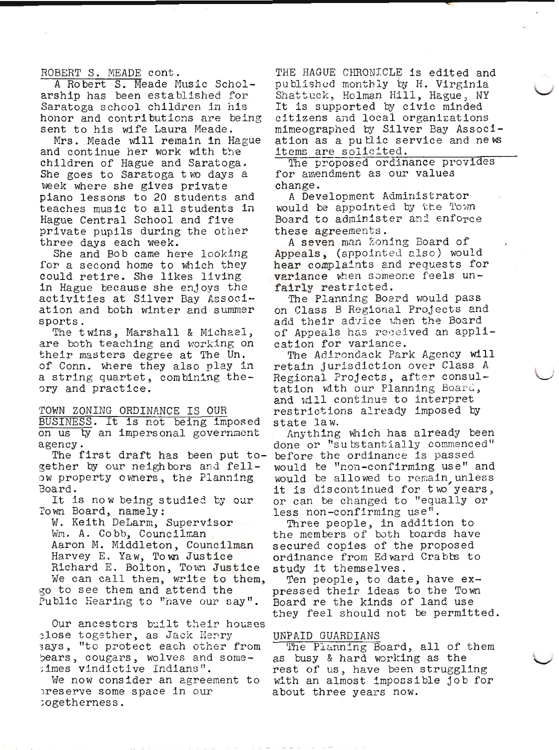ROBERT S. MEADE cont.

A Robert S. Meade Music Scholarship has been established for Saratoga school children in his honor and contributions are being sent to his wife Laura Meade.

Mrs. Meade will remain in Hague and continue her work with the children of Hague and Saratoga. She goes to Saratoga two days a week where she gives private piano lessons to 20 students and teaches music to all students in Hague Central School and five private pupils during the other three days each week.

She and Bob came here looking for a second home to which they could retire. She likes living in Hague because she enjoys the activities at Silver Bay Association and both winter and summer sports.

The twins, Marshall & Michael, are both teaching and working on their masters degree at The Un. of Conn. where they also play in a string quartet, combining theory and practice.

TOWN ZONING ORDINANCE IS OUR BUSINESS. It is not being imposed on us by an impersonal government agency.

The first draft has been put together by our neighbors and fellow property owners, the Planning Board.

It is now being studied by our Town Board, namely:

W. Keith DeLarm, Supervisor
Wm. A. Cobb, Councilman
Aaron M. Middleton, Councilman
Harvey E. Yaw, Town Justice
Richard E. Bolton, Town Justice

We can call them, write to them, go to see them and attend the Public Hearing to "have our say".

Our ancestors built their houses close together, as Jack Henry says, "to protect each other from bears, cougars, wolves and sometimes vindictive Indians".

We now consider an agreement to preserve some space in our togetherness.

The proposed ordinance provides for amendment as our values change.

A Development Administrator would be appointed by the Town Board to administer and enforce these agreements.

A seven man Zoning Board of Appeals, (appointed also) would hear complaints and requests for variance when someone feels unfairly restricted.

The Planning Board would pass on Class B Regional Projects and add their advice when the Board of Appeals has received an application for variance.

The Adirondack Park Agency will retain jurisdiction over Class A Regional Projects, after consultation with our Planning Board, and will continue to interpret restrictions already imposed by state law.

Anything which has already been done or "substantially commenced" before the ordinance is passed would be "non-confirming use" and would be allowed to remain, unless it is discontinued for two years, or can be changed to "equally or less non-confirming use".

Three people, in addition to the members of both boards have secured copies of the proposed ordinance from Edward Crabbs to study it themselves.

Ten people, to date, have expressed their ideas to the Town Board re the kinds of land use they feel should not be permitted.

UNPAID GUARDIANS

The Planning Board, all of them as busy & hard working as the rest of us, have been struggling with an almost impossible job for about three years now.

THE HAGUE CHRONICLE is edited and published monthly by H. Virginia Shattuck, Holman Hill, Hague, NY It is supported by civic minded citizens and local organizations mimeographed by Silver Bay Association as a public service and news items are solicited.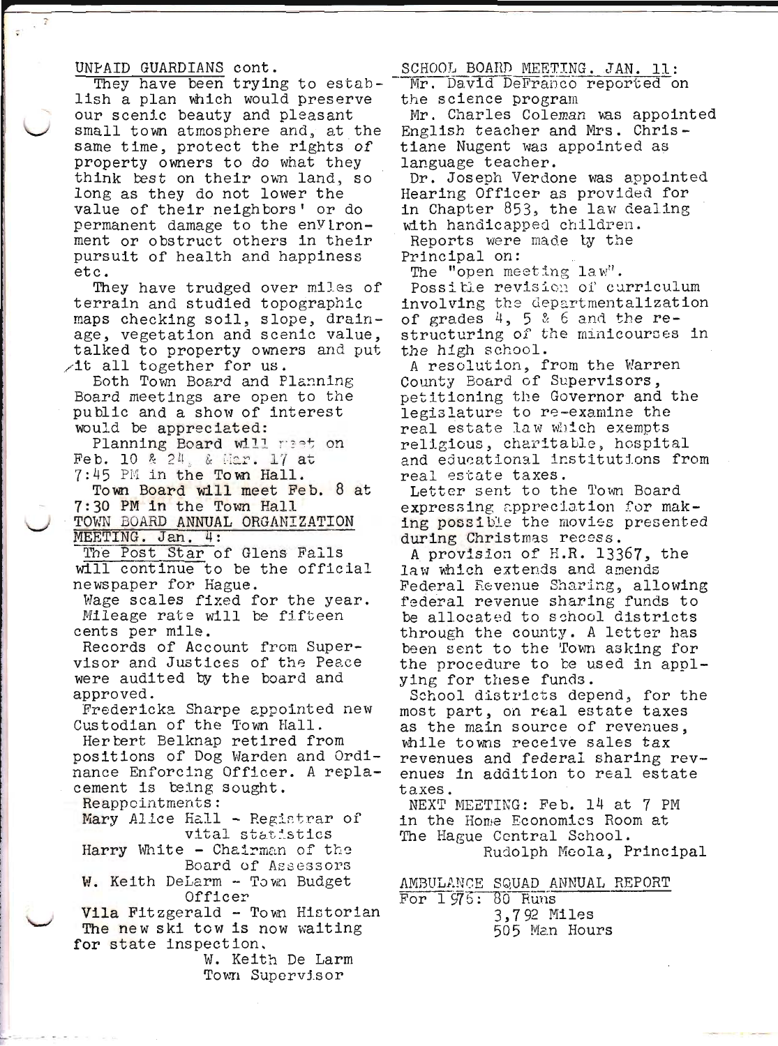UNPAID GUARDIANS cont.

They have been trying to establish a plan which would preserve our scenic beauty and pleasant small town atmosphere and, at the same time, protect the rights of property owners to do what they think best on their own land, so long as they do not lower the value of their neighbors' or do permanent damage to the environment or obstruct others in their pursuit of health and happiness etc.

They have trudged over miles of terrain and studied topographic maps checking soil, slope, drainage, vegetation and scenic value, talked to property owners and put it all together for us.

Both Town Board and Planning Board meetings are open to the public and a show of interest would be appreciated:

Planning Board will meet on Feb. 10 & 24, & Mar. 17 at 7:45 PM in the Town Hall.

Town Board will meet Feb. 8 at 7:30 PM in the Town Hall

TOWN BOARD ANNUAL ORGANIZATION MEETING. Jan. 4:

The Post Star of Glens Falls will continue to be the official newspaper for Hague.

Wage scales fixed for the year. Mileage rate will be fifteen cents per mile.

Records of Account from Supervisor and Justices of the Peace were audited by the board and approved.

Fredericka Sharpe appointed new Custodian of the Town Hall.

Herbert Belknap retired from positions of Dog Warden and Ordinance Enforcing Officer. A replacement is being sought.

Reappointments:

Mary Alice Hall - Registrar of vital statistics
Harry White - Chairman of the Board of Assessors
W. Keith DeLarm - Town Budget Officer
Vila Fitzgerald - Town Historian

The new ski tow is now waiting for state inspection.

W. Keith De Larm
Town Supervisor

SCHOOL BOARD MEETING. JAN. 11:

Mr. David DeFranco reported on the science program

Mr. Charles Coleman was appointed English teacher and Mrs. Christiane Nugent was appointed as language teacher.

Dr. Joseph Verdone was appointed Hearing Officer as provided for in Chapter 853, the law dealing with handicapped children.

Reports were made by the Principal on:

The "open meeting law".

Possible revision of curriculum involving the departmentalization of grades 4, 5 & 6 and the restructuring of the minicourses in the high school.

A resolution, from the Warren County Board of Supervisors, petitioning the Governor and the legislature to re-examine the real estate law which exempts religious, charitable, hospital and educational institutions from real estate taxes.

Letter sent to the Town Board expressing appreciation for making possible the movies presented during Christmas recess.

A provision of H.R. 13367, the law which extends and amends Federal Revenue Sharing, allowing federal revenue sharing funds to be allocated to school districts through the county. A letter has been sent to the Town asking for the procedure to be used in applying for these funds.

School districts depend, for the most part, on real estate taxes as the main source of revenues, while towns receive sales tax revenues and federal sharing revenues in addition to real estate taxes.

NEXT MEETING: Feb. 14 at 7 PM in the Home Economics Room at The Hague Central School.

Rudolph Meola, Principal

AMBULANCE SQUAD ANNUAL REPORT

For 1975: 80 Runs
3,792 Miles
505 Man Hours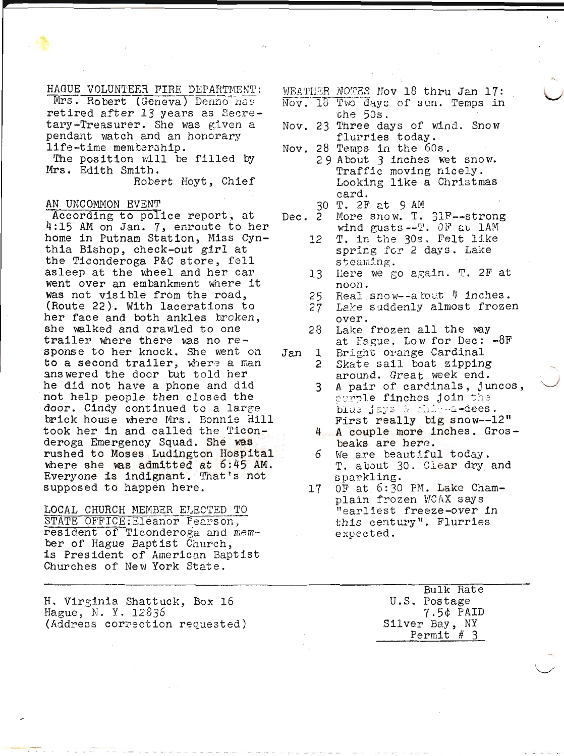HAGUE VOLUNTEER FIRE DEPARTMENT: Mrs. Robert (Geneva) Denno has retired after 13 years as Secretary-Treasurer. She was given a pendant watch and an honorary life-time membership.
The position will be filled by Mrs. Edith Smith.

Robert Hoyt, Chief

AN UNCOMMON EVENT
According to police report, at 4:15 AM on Jan. 7, enroute to her home in Putnam Station, Miss Cynthia Bishop, check-out girl at the Ticonderoga P&C store, fell asleep at the wheel and her car went over an embankment where it was not visible from the road, (Route 22). With lacerations to her face and both ankles broken, she walked and crawled to one trailer where there was no response to her knock. She went on to a second trailer, where a man answered the door but told her he did not have a phone and did not help people then closed the door. Cindy continued to a large brick house where Mrs. Bonnie Hill took her in and called the Ticonderoga Emergency Squad. She was rushed to Moses Ludington Hospital where she was admitted at 6:45 AM. Everyone is indignant. That's not supposed to happen here.

LOCAL CHURCH MEMBER ELECTED TO STATE OFFICE: Eleanor Pearson, resident of Ticonderoga and member of Hague Baptist Church, is President of American Baptist Churches of New York State.

WEATHER NOTES Nov 18 thru Jan 17:

Nov. 18 Two days of sun. Temps in the 50s.
Nov. 23 Three days of wind. Snow flurries today.
Nov. 28 Temps in the 60s.
29 About 3 inches wet snow. Traffic moving nicely. Looking like a Christmas card.
30 T. 2F at 9 AM
Dec. 2 More snow. T. 31F--strong wind gusts--T. 0F at 1AM
12 T. in the 30s. Felt like spring for 2 days. Lake steaming.
13 Here we go again. T. 2F at noon.
25 Real snow--about 4 inches.
27 Lake suddenly almost frozen over.
28 Lake frozen all the way at Hague. Low for Dec: -8F
Jan 1 Bright orange Cardinal
2 Skate sail boat zipping around. Great week end.
3 A pair of cardinals, juncos, purple finches join the blue jays & chic-a-dees. First really big snow--12"
4 A couple more inches. Grosbeaks are here.
6 We are beautiful today. T. about 30. Clear dry and sparkling.
17 0F at 6:30 PM. Lake Champlain frozen WCAX says "earliest freeze-over in this century". Flurries expected.

---

H. Virginia Shattuck, Box 16
Hague, N. Y. 12836
(Address correction requested)

Bulk Rate
U.S. Postage
7.5¢ PAID
Silver Bay, NY
Permit # 3